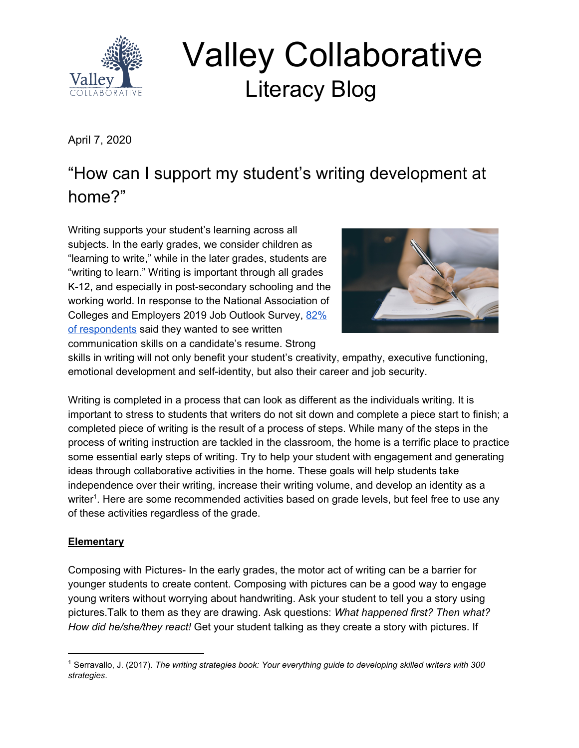# Valley Collaborative

## Literacy Blog

April 7, 2020

## "How can I support my student's writing development at home?"

Writing supports your student's learning across all subjects. In the early grades, we consider children as "learning to write," while in the later grades, students are "writing to learn." Writing is important through all grades K-12, and especially in post-secondary schooling and the working world. In response to the National Association of Colleges and Employers 2019 Job Outlook Survey, [82% of respondents] said they wanted to see written communication skills on a candidate's resume. Strong skills in writing will not only benefit your student's creativity, empathy, executive functioning, emotional development and self-identity, but also their career and job security.

Writing is completed in a process that can look as different as the individuals writing. It is important to stress to students that writers do not sit down and complete a piece start to finish; a completed piece of writing is the result of a process of steps. While many of the steps in the process of writing instruction are tackled in the classroom, the home is a terrific place to practice some essential early steps of writing. Try to help your student with engagement and generating ideas through collaborative activities in the home. These goals will help students take independence over their writing, increase their writing volume, and develop an identity as a writer[1]. Here are some recommended activities based on grade levels, but feel free to use any of these activities regardless of the grade.

**Elementary**

Composing with Pictures- In the early grades, the motor act of writing can be a barrier for younger students to create content. Composing with pictures can be a good way to engage young writers without worrying about handwriting. Ask your student to tell you a story using pictures.Talk to them as they are drawing. Ask questions: *What happened first? Then what? How did he/she/they react!* Get your student talking as they create a story with pictures. If

---

[1] Serravallo, J. (2017). *The writing strategies book: Your everything guide to developing skilled writers with 300 strategies*.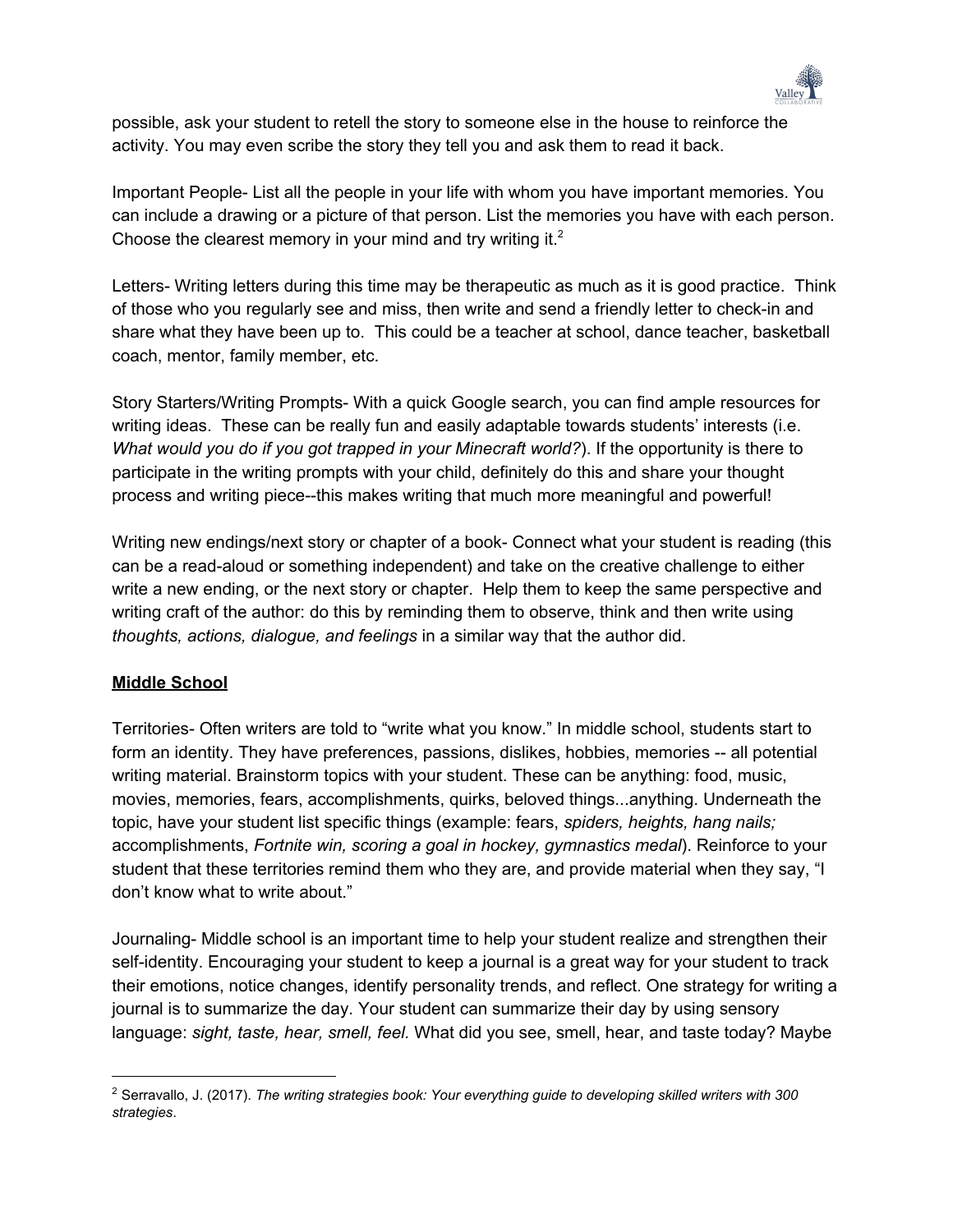possible, ask your student to retell the story to someone else in the house to reinforce the activity. You may even scribe the story they tell you and ask them to read it back.

Important People- List all the people in your life with whom you have important memories. You can include a drawing or a picture of that person. List the memories you have with each person. Choose the clearest memory in your mind and try writing it.[2]

Letters- Writing letters during this time may be therapeutic as much as it is good practice. Think of those who you regularly see and miss, then write and send a friendly letter to check-in and share what they have been up to. This could be a teacher at school, dance teacher, basketball coach, mentor, family member, etc.

Story Starters/Writing Prompts- With a quick Google search, you can find ample resources for writing ideas. These can be really fun and easily adaptable towards students' interests (i.e. *What would you do if you got trapped in your Minecraft world?*). If the opportunity is there to participate in the writing prompts with your child, definitely do this and share your thought process and writing piece--this makes writing that much more meaningful and powerful!

Writing new endings/next story or chapter of a book- Connect what your student is reading (this can be a read-aloud or something independent) and take on the creative challenge to either write a new ending, or the next story or chapter. Help them to keep the same perspective and writing craft of the author: do this by reminding them to observe, think and then write using *thoughts, actions, dialogue, and feelings* in a similar way that the author did.

**<u>Middle School</u>**

Territories- Often writers are told to "write what you know." In middle school, students start to form an identity. They have preferences, passions, dislikes, hobbies, memories -- all potential writing material. Brainstorm topics with your student. These can be anything: food, music, movies, memories, fears, accomplishments, quirks, beloved things...anything. Underneath the topic, have your student list specific things (example: fears, *spiders, heights, hang nails;* accomplishments, *Fortnite win, scoring a goal in hockey, gymnastics medal*). Reinforce to your student that these territories remind them who they are, and provide material when they say, "I don't know what to write about."

Journaling- Middle school is an important time to help your student realize and strengthen their self-identity. Encouraging your student to keep a journal is a great way for your student to track their emotions, notice changes, identify personality trends, and reflect. One strategy for writing a journal is to summarize the day. Your student can summarize their day by using sensory language: *sight, taste, hear, smell, feel.* What did you see, smell, hear, and taste today? Maybe

---

[2] Serravallo, J. (2017). *The writing strategies book: Your everything guide to developing skilled writers with 300 strategies*.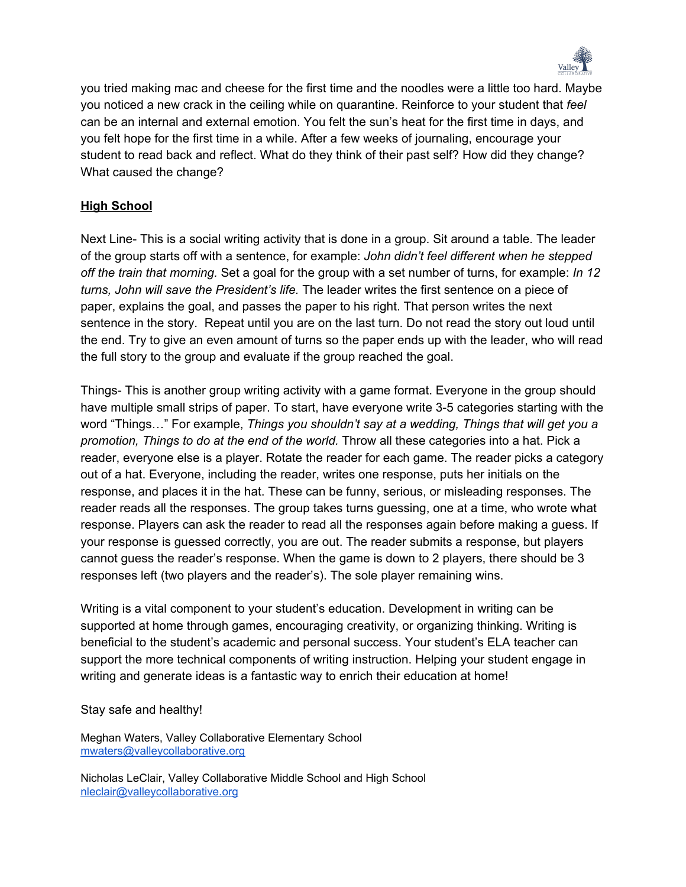you tried making mac and cheese for the first time and the noodles were a little too hard. Maybe you noticed a new crack in the ceiling while on quarantine. Reinforce to your student that *feel* can be an internal and external emotion. You felt the sun's heat for the first time in days, and you felt hope for the first time in a while. After a few weeks of journaling, encourage your student to read back and reflect. What do they think of their past self? How did they change? What caused the change?

## High School

Next Line- This is a social writing activity that is done in a group. Sit around a table. The leader of the group starts off with a sentence, for example: *John didn't feel different when he stepped off the train that morning.* Set a goal for the group with a set number of turns, for example: *In 12 turns, John will save the President's life.* The leader writes the first sentence on a piece of paper, explains the goal, and passes the paper to his right. That person writes the next sentence in the story. Repeat until you are on the last turn. Do not read the story out loud until the end. Try to give an even amount of turns so the paper ends up with the leader, who will read the full story to the group and evaluate if the group reached the goal.

Things- This is another group writing activity with a game format. Everyone in the group should have multiple small strips of paper. To start, have everyone write 3-5 categories starting with the word "Things…" For example, *Things you shouldn't say at a wedding, Things that will get you a promotion, Things to do at the end of the world.* Throw all these categories into a hat. Pick a reader, everyone else is a player. Rotate the reader for each game. The reader picks a category out of a hat. Everyone, including the reader, writes one response, puts her initials on the response, and places it in the hat. These can be funny, serious, or misleading responses. The reader reads all the responses. The group takes turns guessing, one at a time, who wrote what response. Players can ask the reader to read all the responses again before making a guess. If your response is guessed correctly, you are out. The reader submits a response, but players cannot guess the reader's response. When the game is down to 2 players, there should be 3 responses left (two players and the reader's). The sole player remaining wins.

Writing is a vital component to your student's education. Development in writing can be supported at home through games, encouraging creativity, or organizing thinking. Writing is beneficial to the student's academic and personal success. Your student's ELA teacher can support the more technical components of writing instruction. Helping your student engage in writing and generate ideas is a fantastic way to enrich their education at home!

Stay safe and healthy!

Meghan Waters, Valley Collaborative Elementary School
mwaters@valleycollaborative.org

Nicholas LeClair, Valley Collaborative Middle School and High School
nleclair@valleycollaborative.org